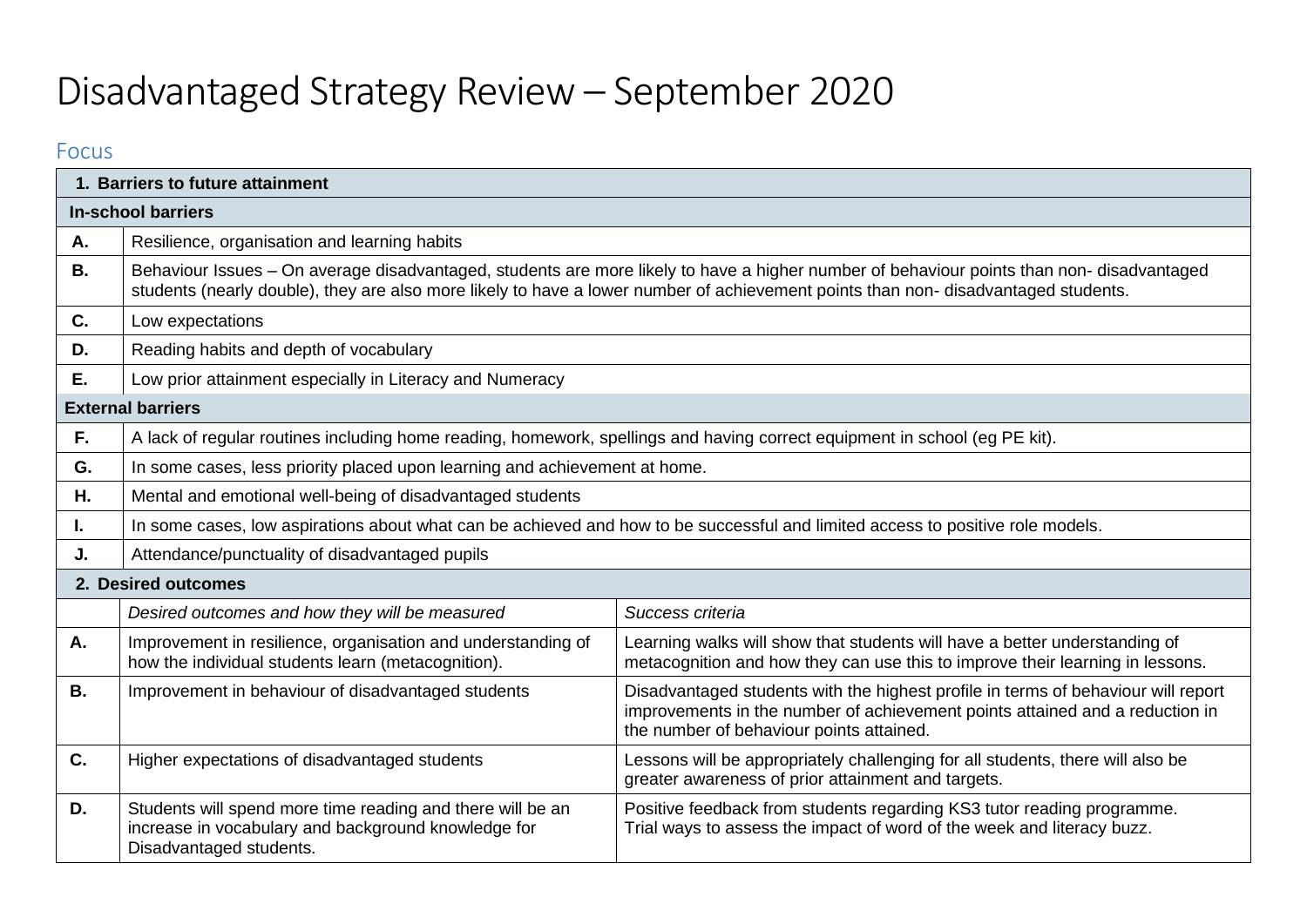# Disadvantaged Strategy Review – September 2020

## Focus

| **1. Barriers to future attainment** | |
|---|---|
| **In-school barriers** | |
| **A.** | Resilience, organisation and learning habits |
| **B.** | Behaviour Issues – On average disadvantaged, students are more likely to have a higher number of behaviour points than non- disadvantaged students (nearly double), they are also more likely to have a lower number of achievement points than non- disadvantaged students. |
| **C.** | Low expectations |
| **D.** | Reading habits and depth of vocabulary |
| **E.** | Low prior attainment especially in Literacy and Numeracy |
| **External barriers** | |
| **F.** | A lack of regular routines including home reading, homework, spellings and having correct equipment in school (eg PE kit). |
| **G.** | In some cases, less priority placed upon learning and achievement at home. |
| **H.** | Mental and emotional well-being of disadvantaged students |
| **I.** | In some cases, low aspirations about what can be achieved and how to be successful and limited access to positive role models. |
| **J.** | Attendance/punctuality of disadvantaged pupils |

| **2. Desired outcomes** | | |
|---|---|---|
| | *Desired outcomes and how they will be measured* | *Success criteria* |
| **A.** | Improvement in resilience, organisation and understanding of how the individual students learn (metacognition). | Learning walks will show that students will have a better understanding of metacognition and how they can use this to improve their learning in lessons. |
| **B.** | Improvement in behaviour of disadvantaged students | Disadvantaged students with the highest profile in terms of behaviour will report improvements in the number of achievement points attained and a reduction in the number of behaviour points attained. |
| **C.** | Higher expectations of disadvantaged students | Lessons will be appropriately challenging for all students, there will also be greater awareness of prior attainment and targets. |
| **D.** | Students will spend more time reading and there will be an increase in vocabulary and background knowledge for Disadvantaged students. | Positive feedback from students regarding KS3 tutor reading programme. Trial ways to assess the impact of word of the week and literacy buzz. |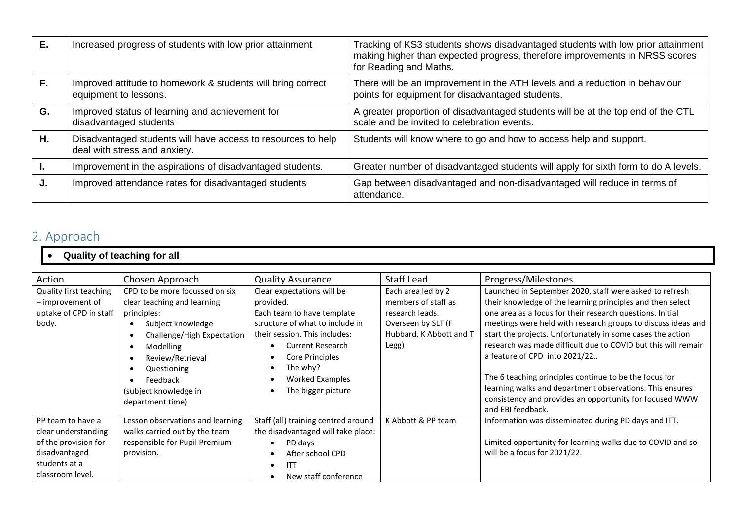| | | |
|---|---|---|
| **E.** | Increased progress of students with low prior attainment | Tracking of KS3 students shows disadvantaged students with low prior attainment making higher than expected progress, therefore improvements in NRSS scores for Reading and Maths. |
| **F.** | Improved attitude to homework & students will bring correct equipment to lessons. | There will be an improvement in the ATH levels and a reduction in behaviour points for equipment for disadvantaged students. |
| **G.** | Improved status of learning and achievement for disadvantaged students | A greater proportion of disadvantaged students will be at the top end of the CTL scale and be invited to celebration events. |
| **H.** | Disadvantaged students will have access to resources to help deal with stress and anxiety. | Students will know where to go and how to access help and support. |
| **I.** | Improvement in the aspirations of disadvantaged students. | Greater number of disadvantaged students will apply for sixth form to do A levels. |
| **J.** | Improved attendance rates for disadvantaged students | Gap between disadvantaged and non-disadvantaged will reduce in terms of attendance. |

## 2. Approach

- **Quality of teaching for all**

| Action | Chosen Approach | Quality Assurance | Staff Lead | Progress/Milestones |
|---|---|---|---|---|
| Quality first teaching – improvement of uptake of CPD in staff body. | CPD to be more focussed on six clear teaching and learning principles:<br>• Subject knowledge<br>• Challenge/High Expectation<br>• Modelling<br>• Review/Retrieval<br>• Questioning<br>• Feedback<br>(subject knowledge in department time) | Clear expectations will be provided.<br>Each team to have template structure of what to include in their session. This includes:<br>• Current Research<br>• Core Principles<br>• The why?<br>• Worked Examples<br>• The bigger picture | Each area led by 2 members of staff as research leads.<br>Overseen by SLT (F Hubbard, K Abbott and T Legg) | Launched in September 2020, staff were asked to refresh their knowledge of the learning principles and then select one area as a focus for their research questions. Initial meetings were held with research groups to discuss ideas and start the projects. Unfortunately in some cases the action research was made difficult due to COVID but this will remain a feature of CPD into 2021/22..<br><br>The 6 teaching principles continue to be the focus for learning walks and department observations. This ensures consistency and provides an opportunity for focused WWW and EBI feedback. |
| PP team to have a clear understanding of the provision for disadvantaged students at a classroom level. | Lesson observations and learning walks carried out by the team responsible for Pupil Premium provision. | Staff (all) training centred around the disadvantaged will take place:<br>• PD days<br>• After school CPD<br>• ITT<br>• New staff conference | K Abbott & PP team | Information was disseminated during PD days and ITT.<br><br>Limited opportunity for learning walks due to COVID and so will be a focus for 2021/22. |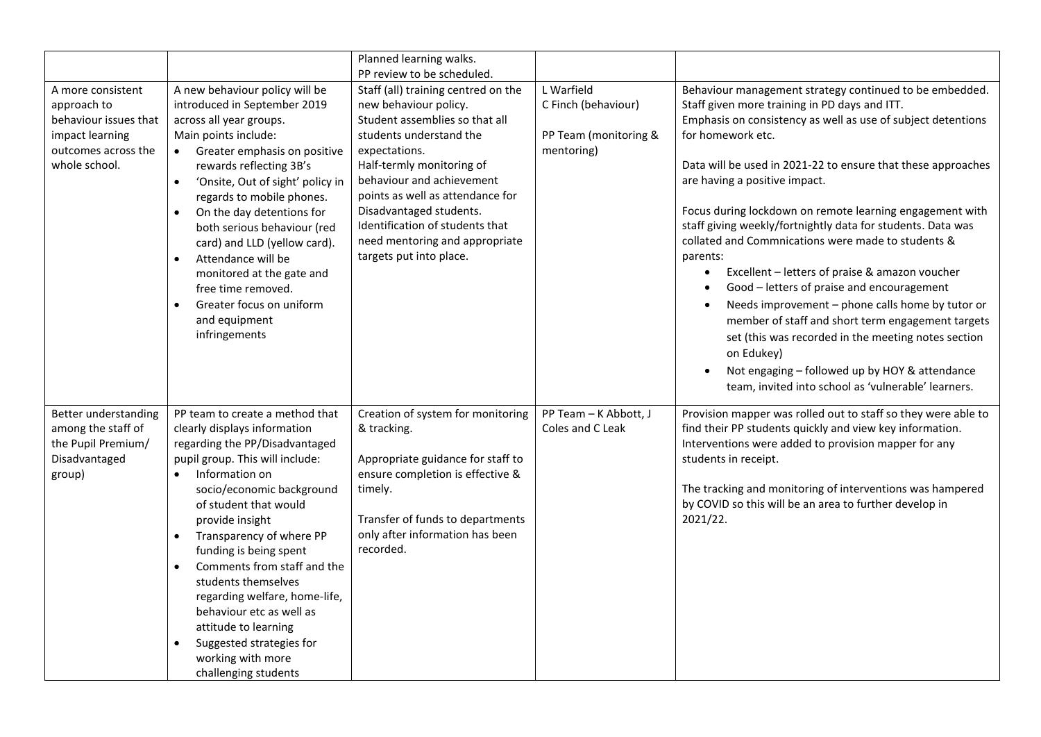| | | | | |
|---|---|---|---|---|
| | | Planned learning walks.<br>PP review to be scheduled. | | |
| A more consistent approach to behaviour issues that impact learning outcomes across the whole school. | A new behaviour policy will be introduced in September 2019 across all year groups.<br>Main points include:<br>• Greater emphasis on positive rewards reflecting 3B's<br>• 'Onsite, Out of sight' policy in regards to mobile phones.<br>• On the day detentions for both serious behaviour (red card) and LLD (yellow card).<br>• Attendance will be monitored at the gate and free time removed.<br>• Greater focus on uniform and equipment infringements | Staff (all) training centred on the new behaviour policy.<br>Student assemblies so that all students understand the expectations.<br>Half-termly monitoring of behaviour and achievement points as well as attendance for Disadvantaged students.<br>Identification of students that need mentoring and appropriate targets put into place. | L Warfield<br>C Finch (behaviour)<br><br>PP Team (monitoring & mentoring) | Behaviour management strategy continued to be embedded. Staff given more training in PD days and ITT.<br>Emphasis on consistency as well as use of subject detentions for homework etc.<br><br>Data will be used in 2021-22 to ensure that these approaches are having a positive impact.<br><br>Focus during lockdown on remote learning engagement with staff giving weekly/fortnightly data for students. Data was collated and Commnications were made to students & parents:<br>• Excellent – letters of praise & amazon voucher<br>• Good – letters of praise and encouragement<br>• Needs improvement – phone calls home by tutor or member of staff and short term engagement targets set (this was recorded in the meeting notes section on Edukey)<br>• Not engaging – followed up by HOY & attendance team, invited into school as 'vulnerable' learners. |
| Better understanding among the staff of the Pupil Premium/ Disadvantaged group) | PP team to create a method that clearly displays information regarding the PP/Disadvantaged pupil group. This will include:<br>• Information on socio/economic background of student that would provide insight<br>• Transparency of where PP funding is being spent<br>• Comments from staff and the students themselves regarding welfare, home-life, behaviour etc as well as attitude to learning<br>• Suggested strategies for working with more challenging students | Creation of system for monitoring & tracking.<br><br>Appropriate guidance for staff to ensure completion is effective & timely.<br><br>Transfer of funds to departments only after information has been recorded. | PP Team – K Abbott, J Coles and C Leak | Provision mapper was rolled out to staff so they were able to find their PP students quickly and view key information. Interventions were added to provision mapper for any students in receipt.<br><br>The tracking and monitoring of interventions was hampered by COVID so this will be an area to further develop in 2021/22. |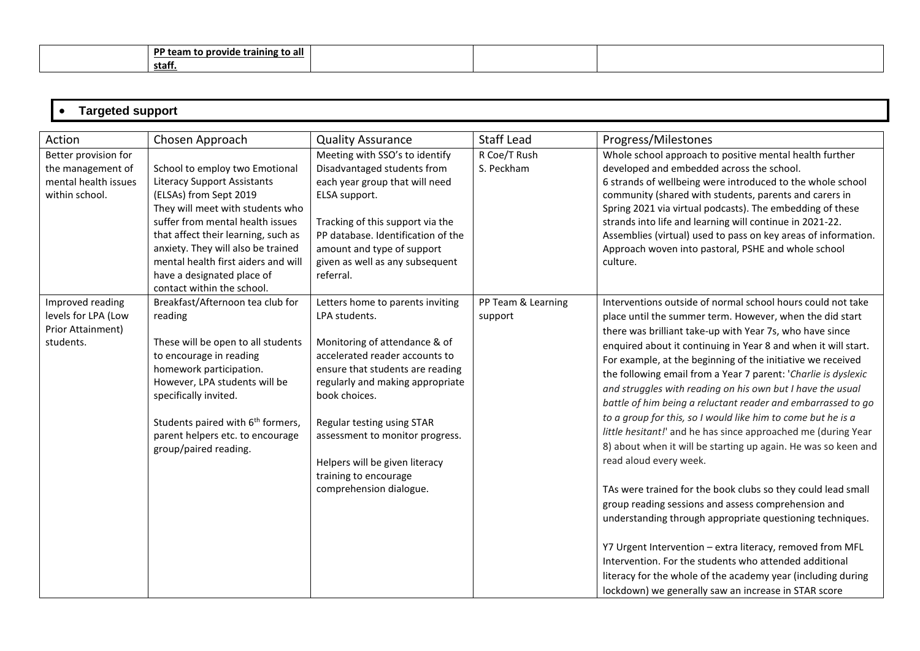| | **PP team to provide training to all staff.** | | | |
|---|---|---|---|---|

- **Targeted support**

| Action | Chosen Approach | Quality Assurance | Staff Lead | Progress/Milestones |
|---|---|---|---|---|
| Better provision for the management of mental health issues within school. | School to employ two Emotional Literacy Support Assistants (ELSAs) from Sept 2019 They will meet with students who suffer from mental health issues that affect their learning, such as anxiety. They will also be trained mental health first aiders and will have a designated place of contact within the school. | Meeting with SSO's to identify Disadvantaged students from each year group that will need ELSA support.<br><br>Tracking of this support via the PP database. Identification of the amount and type of support given as well as any subsequent referral. | R Coe/T Rush S. Peckham | Whole school approach to positive mental health further developed and embedded across the school. 6 strands of wellbeing were introduced to the whole school community (shared with students, parents and carers in Spring 2021 via virtual podcasts). The embedding of these strands into life and learning will continue in 2021-22. Assemblies (virtual) used to pass on key areas of information. Approach woven into pastoral, PSHE and whole school culture. |
| Improved reading levels for LPA (Low Prior Attainment) students. | Breakfast/Afternoon tea club for reading<br><br>These will be open to all students to encourage in reading homework participation. However, LPA students will be specifically invited.<br><br>Students paired with 6th formers, parent helpers etc. to encourage group/paired reading. | Letters home to parents inviting LPA students.<br><br>Monitoring of attendance & of accelerated reader accounts to ensure that students are reading regularly and making appropriate book choices.<br><br>Regular testing using STAR assessment to monitor progress.<br><br>Helpers will be given literacy training to encourage comprehension dialogue. | PP Team & Learning support | Interventions outside of normal school hours could not take place until the summer term. However, when the did start there was brilliant take-up with Year 7s, who have since enquired about it continuing in Year 8 and when it will start. For example, at the beginning of the initiative we received the following email from a Year 7 parent: '*Charlie is dyslexic and struggles with reading on his own but I have the usual battle of him being a reluctant reader and embarrassed to go to a group for this, so I would like him to come but he is a little hesitant!*' and he has since approached me (during Year 8) about when it will be starting up again. He was so keen and read aloud every week.<br><br>TAs were trained for the book clubs so they could lead small group reading sessions and assess comprehension and understanding through appropriate questioning techniques.<br><br>Y7 Urgent Intervention – extra literacy, removed from MFL Intervention. For the students who attended additional literacy for the whole of the academy year (including during lockdown) we generally saw an increase in STAR score |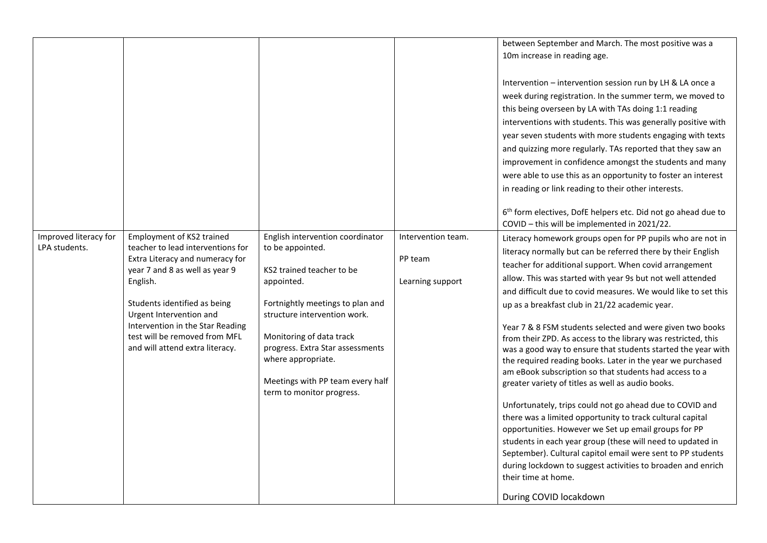| | | | | |
|---|---|---|---|---|
| | | | | between September and March. The most positive was a 10m increase in reading age.<br><br>Intervention – intervention session run by LH & LA once a week during registration. In the summer term, we moved to this being overseen by LA with TAs doing 1:1 reading interventions with students. This was generally positive with year seven students with more students engaging with texts and quizzing more regularly. TAs reported that they saw an improvement in confidence amongst the students and many were able to use this as an opportunity to foster an interest in reading or link reading to their other interests.<br><br>6th form electives, DofE helpers etc. Did not go ahead due to COVID – this will be implemented in 2021/22. |
| Improved literacy for LPA students. | Employment of KS2 trained teacher to lead interventions for Extra Literacy and numeracy for year 7 and 8 as well as year 9 English.<br><br>Students identified as being Urgent Intervention and Intervention in the Star Reading test will be removed from MFL and will attend extra literacy. | English intervention coordinator to be appointed.<br><br>KS2 trained teacher to be appointed.<br><br>Fortnightly meetings to plan and structure intervention work.<br><br>Monitoring of data track progress. Extra Star assessments where appropriate.<br><br>Meetings with PP team every half term to monitor progress. | Intervention team.<br><br>PP team<br><br>Learning support | Literacy homework groups open for PP pupils who are not in literacy normally but can be referred there by their English teacher for additional support. When covid arrangement allow. This was started with year 9s but not well attended and difficult due to covid measures. We would like to set this up as a breakfast club in 21/22 academic year.<br><br>Year 7 & 8 FSM students selected and were given two books from their ZPD. As access to the library was restricted, this was a good way to ensure that students started the year with the required reading books. Later in the year we purchased am eBook subscription so that students had access to a greater variety of titles as well as audio books.<br><br>Unfortunately, trips could not go ahead due to COVID and there was a limited opportunity to track cultural capital opportunities. However we Set up email groups for PP students in each year group (these will need to updated in September). Cultural capitol email were sent to PP students during lockdown to suggest activities to broaden and enrich their time at home.<br><br>During COVID locakdown |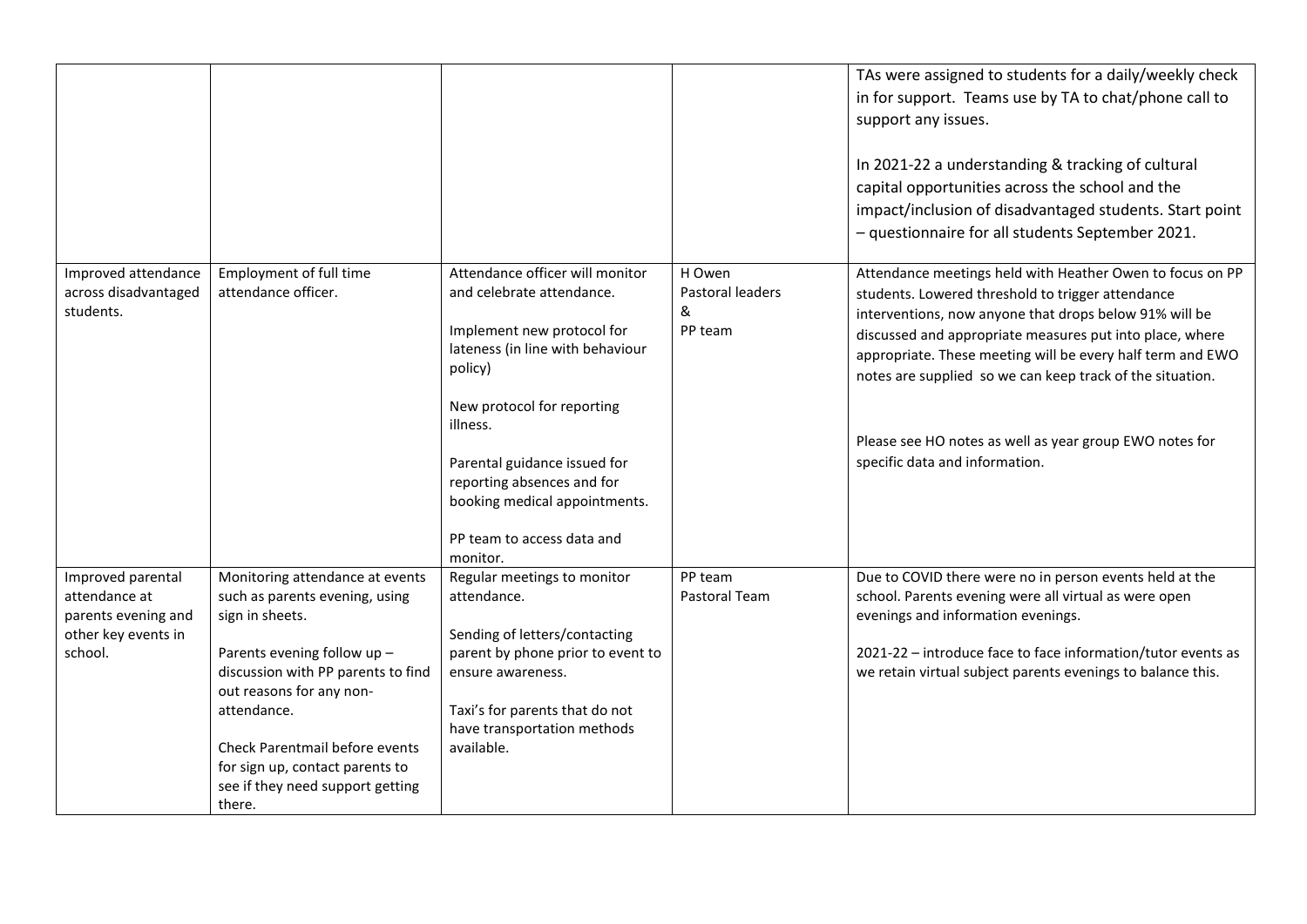| | | | | |
|---|---|---|---|---|
| | | | | TAs were assigned to students for a daily/weekly check in for support. Teams use by TA to chat/phone call to support any issues.<br><br>In 2021-22 a understanding & tracking of cultural capital opportunities across the school and the impact/inclusion of disadvantaged students. Start point – questionnaire for all students September 2021. |
| Improved attendance across disadvantaged students. | Employment of full time attendance officer. | Attendance officer will monitor and celebrate attendance.<br><br>Implement new protocol for lateness (in line with behaviour policy)<br><br>New protocol for reporting illness.<br><br>Parental guidance issued for reporting absences and for booking medical appointments.<br><br>PP team to access data and monitor. | H Owen<br>Pastoral leaders<br>&<br>PP team | Attendance meetings held with Heather Owen to focus on PP students. Lowered threshold to trigger attendance interventions, now anyone that drops below 91% will be discussed and appropriate measures put into place, where appropriate. These meeting will be every half term and EWO notes are supplied so we can keep track of the situation.<br><br>Please see HO notes as well as year group EWO notes for specific data and information. |
| Improved parental attendance at parents evening and other key events in school. | Monitoring attendance at events such as parents evening, using sign in sheets.<br><br>Parents evening follow up – discussion with PP parents to find out reasons for any non-attendance.<br><br>Check Parentmail before events for sign up, contact parents to see if they need support getting there. | Regular meetings to monitor attendance.<br><br>Sending of letters/contacting parent by phone prior to event to ensure awareness.<br><br>Taxi's for parents that do not have transportation methods available. | PP team<br>Pastoral Team | Due to COVID there were no in person events held at the school. Parents evening were all virtual as were open evenings and information evenings.<br><br>2021-22 – introduce face to face information/tutor events as we retain virtual subject parents evenings to balance this. |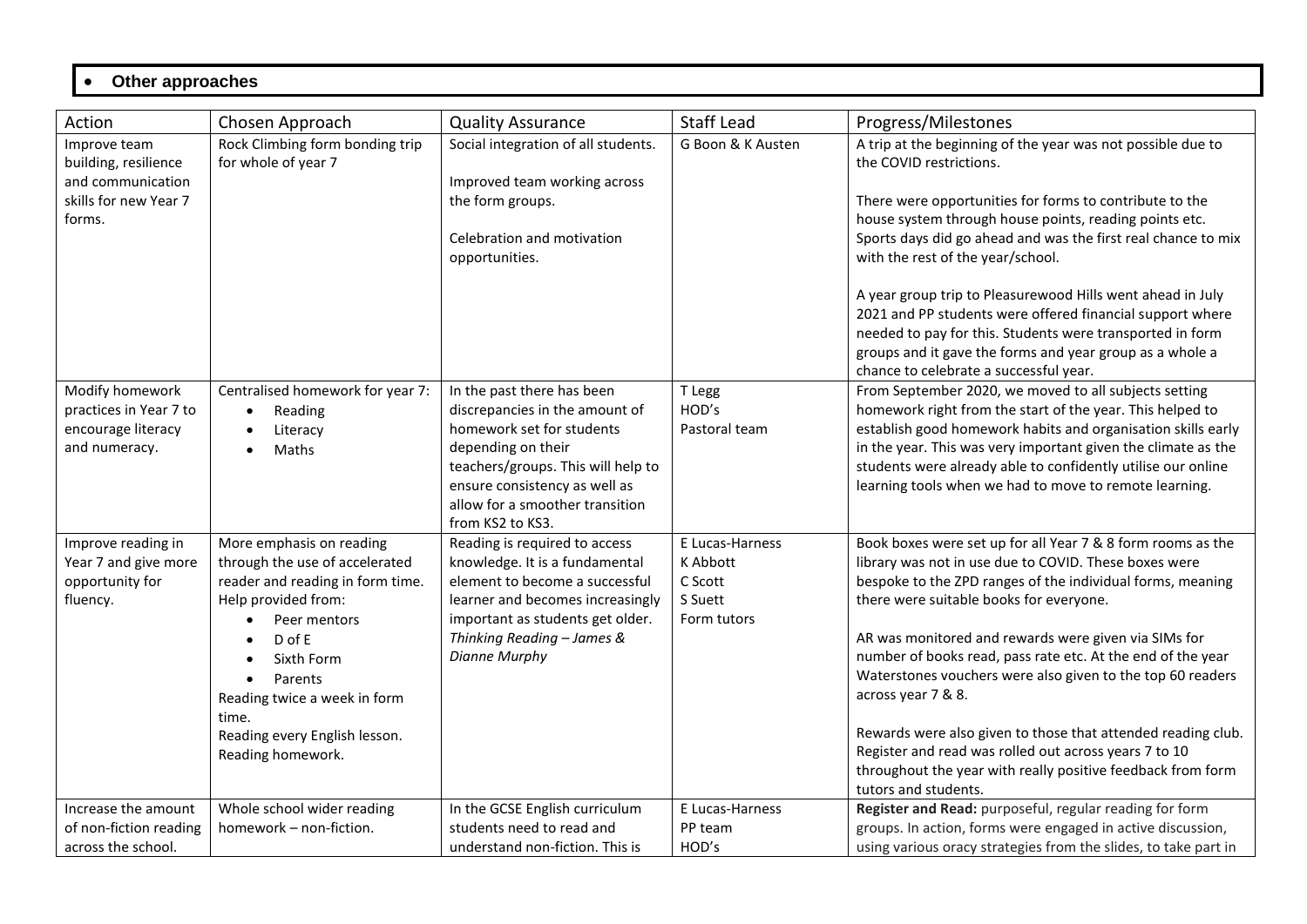- **Other approaches**

| Action | Chosen Approach | Quality Assurance | Staff Lead | Progress/Milestones |
|---|---|---|---|---|
| Improve team building, resilience and communication skills for new Year 7 forms. | Rock Climbing form bonding trip for whole of year 7 | Social integration of all students.<br><br>Improved team working across the form groups.<br><br>Celebration and motivation opportunities. | G Boon & K Austen | A trip at the beginning of the year was not possible due to the COVID restrictions.<br><br>There were opportunities for forms to contribute to the house system through house points, reading points etc. Sports days did go ahead and was the first real chance to mix with the rest of the year/school.<br><br>A year group trip to Pleasurewood Hills went ahead in July 2021 and PP students were offered financial support where needed to pay for this. Students were transported in form groups and it gave the forms and year group as a whole a chance to celebrate a successful year. |
| Modify homework practices in Year 7 to encourage literacy and numeracy. | Centralised homework for year 7:<br>• Reading<br>• Literacy<br>• Maths | In the past there has been discrepancies in the amount of homework set for students depending on their teachers/groups. This will help to ensure consistency as well as allow for a smoother transition from KS2 to KS3. | T Legg<br>HOD's<br>Pastoral team | From September 2020, we moved to all subjects setting homework right from the start of the year. This helped to establish good homework habits and organisation skills early in the year. This was very important given the climate as the students were already able to confidently utilise our online learning tools when we had to move to remote learning. |
| Improve reading in Year 7 and give more opportunity for fluency. | More emphasis on reading through the use of accelerated reader and reading in form time.<br>Help provided from:<br>• Peer mentors<br>• D of E<br>• Sixth Form<br>• Parents<br>Reading twice a week in form time.<br>Reading every English lesson.<br>Reading homework. | Reading is required to access knowledge. It is a fundamental element to become a successful learner and becomes increasingly important as students get older.<br>*Thinking Reading – James & Dianne Murphy* | E Lucas-Harness<br>K Abbott<br>C Scott<br>S Suett<br>Form tutors | Book boxes were set up for all Year 7 & 8 form rooms as the library was not in use due to COVID. These boxes were bespoke to the ZPD ranges of the individual forms, meaning there were suitable books for everyone.<br><br>AR was monitored and rewards were given via SIMs for number of books read, pass rate etc. At the end of the year Waterstones vouchers were also given to the top 60 readers across year 7 & 8.<br><br>Rewards were also given to those that attended reading club. Register and read was rolled out across years 7 to 10 throughout the year with really positive feedback from form tutors and students. |
| Increase the amount of non-fiction reading across the school. | Whole school wider reading homework – non-fiction. | In the GCSE English curriculum students need to read and understand non-fiction. This is | E Lucas-Harness<br>PP team<br>HOD's | **Register and Read:** purposeful, regular reading for form groups. In action, forms were engaged in active discussion, using various oracy strategies from the slides, to take part in |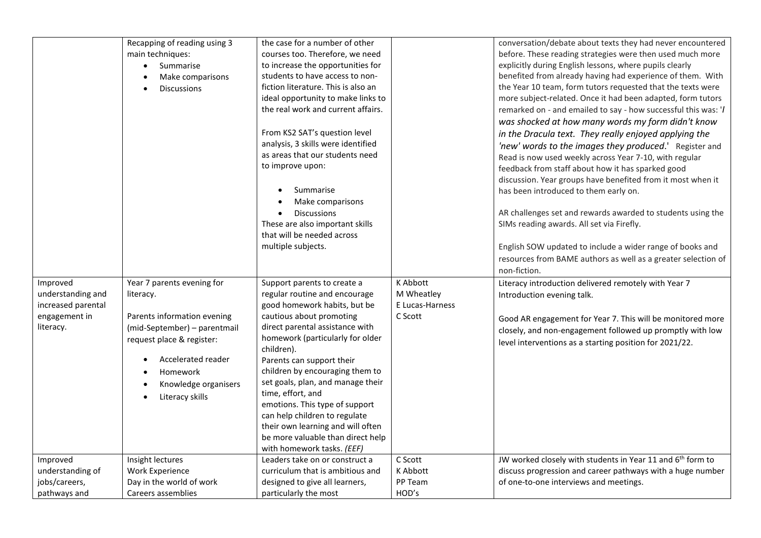| | | | | |
|---|---|---|---|---|
| | Recapping of reading using 3 main techniques:<br>• Summarise<br>• Make comparisons<br>• Discussions | the case for a number of other courses too. Therefore, we need to increase the opportunities for students to have access to non-fiction literature. This is also an ideal opportunity to make links to the real work and current affairs.<br><br>From KS2 SAT's question level analysis, 3 skills were identified as areas that our students need to improve upon:<br>• Summarise<br>• Make comparisons<br>• Discussions<br>These are also important skills that will be needed across multiple subjects. | | conversation/debate about texts they had never encountered before. These reading strategies were then used much more explicitly during English lessons, where pupils clearly benefited from already having had experience of them. With the Year 10 team, form tutors requested that the texts were more subject-related. Once it had been adapted, form tutors remarked on - and emailed to say - how successful this was: '*I was shocked at how many words my form didn't know in the Dracula text. They really enjoyed applying the 'new' words to the images they produced*.' Register and Read is now used weekly across Year 7-10, with regular feedback from staff about how it has sparked good discussion. Year groups have benefited from it most when it has been introduced to them early on.<br><br>AR challenges set and rewards awarded to students using the SIMs reading awards. All set via Firefly.<br><br>English SOW updated to include a wider range of books and resources from BAME authors as well as a greater selection of non-fiction. |
| Improved understanding and increased parental engagement in literacy. | Year 7 parents evening for literacy.<br><br>Parents information evening (mid-September) – parentmail request place & register:<br>• Accelerated reader<br>• Homework<br>• Knowledge organisers<br>• Literacy skills | Support parents to create a regular routine and encourage good homework habits, but be cautious about promoting direct parental assistance with homework (particularly for older children).<br>Parents can support their children by encouraging them to set goals, plan, and manage their time, effort, and emotions. This type of support can help children to regulate their own learning and will often be more valuable than direct help with homework tasks. *(EEF)* | K Abbott<br>M Wheatley<br>E Lucas-Harness<br>C Scott | Literacy introduction delivered remotely with Year 7 Introduction evening talk.<br><br>Good AR engagement for Year 7. This will be monitored more closely, and non-engagement followed up promptly with low level interventions as a starting position for 2021/22. |
| Improved understanding of jobs/careers, pathways and | Insight lectures<br>Work Experience<br>Day in the world of work<br>Careers assemblies | Leaders take on or construct a curriculum that is ambitious and designed to give all learners, particularly the most | C Scott<br>K Abbott<br>PP Team<br>HOD's | JW worked closely with students in Year 11 and 6th form to discuss progression and career pathways with a huge number of one-to-one interviews and meetings. |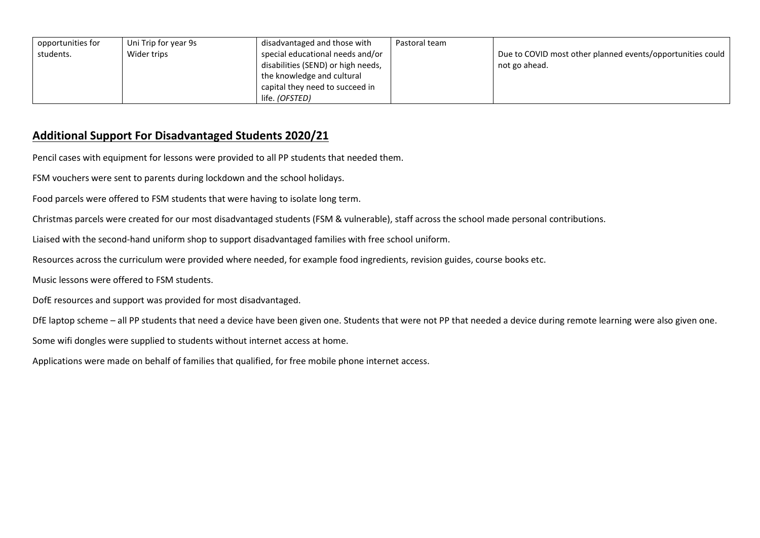| | | | | |
|---|---|---|---|---|
| opportunities for students. | Uni Trip for year 9s<br>Wider trips | disadvantaged and those with special educational needs and/or disabilities (SEND) or high needs, the knowledge and cultural capital they need to succeed in life. *(OFSTED)* | Pastoral team | Due to COVID most other planned events/opportunities could not go ahead. |

## **Additional Support For Disadvantaged Students 2020/21**

Pencil cases with equipment for lessons were provided to all PP students that needed them.

FSM vouchers were sent to parents during lockdown and the school holidays.

Food parcels were offered to FSM students that were having to isolate long term.

Christmas parcels were created for our most disadvantaged students (FSM & vulnerable), staff across the school made personal contributions.

Liaised with the second-hand uniform shop to support disadvantaged families with free school uniform.

Resources across the curriculum were provided where needed, for example food ingredients, revision guides, course books etc.

Music lessons were offered to FSM students.

DofE resources and support was provided for most disadvantaged.

DfE laptop scheme – all PP students that need a device have been given one. Students that were not PP that needed a device during remote learning were also given one.

Some wifi dongles were supplied to students without internet access at home.

Applications were made on behalf of families that qualified, for free mobile phone internet access.